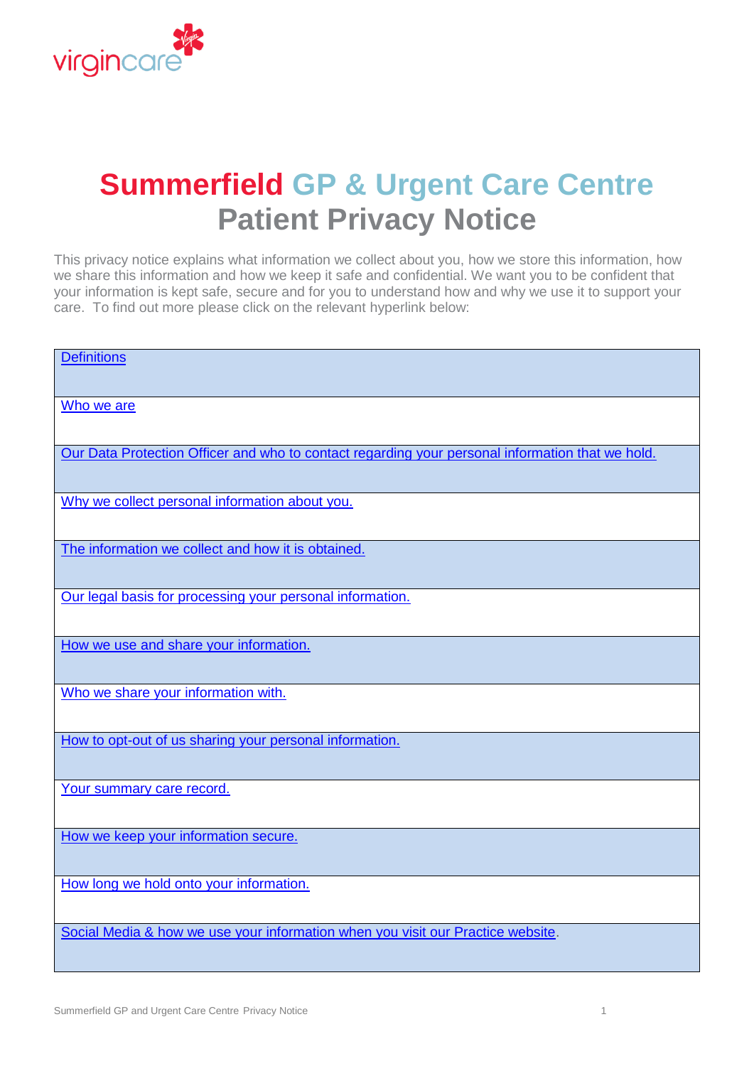# Summerfield GP & Urgent Care Centre Patient Privacy Notice

This privacy notice explains what information we collect about you, how we store this information, how we share this information and how we keep it safe and confidential. We want you to be confident that your information is kept safe, secure and for you to understand how and why we use it to support your care. To find out more please click on the relevant hyperlink below:

| |
|---|
| Definitions |
| Who we are |
| Our Data Protection Officer and who to contact regarding your personal information that we hold. |
| Why we collect personal information about you. |
| The information we collect and how it is obtained. |
| Our legal basis for processing your personal information. |
| How we use and share your information. |
| Who we share your information with. |
| How to opt-out of us sharing your personal information. |
| Your summary care record. |
| How we keep your information secure. |
| How long we hold onto your information. |
| Social Media & how we use your information when you visit our Practice website. |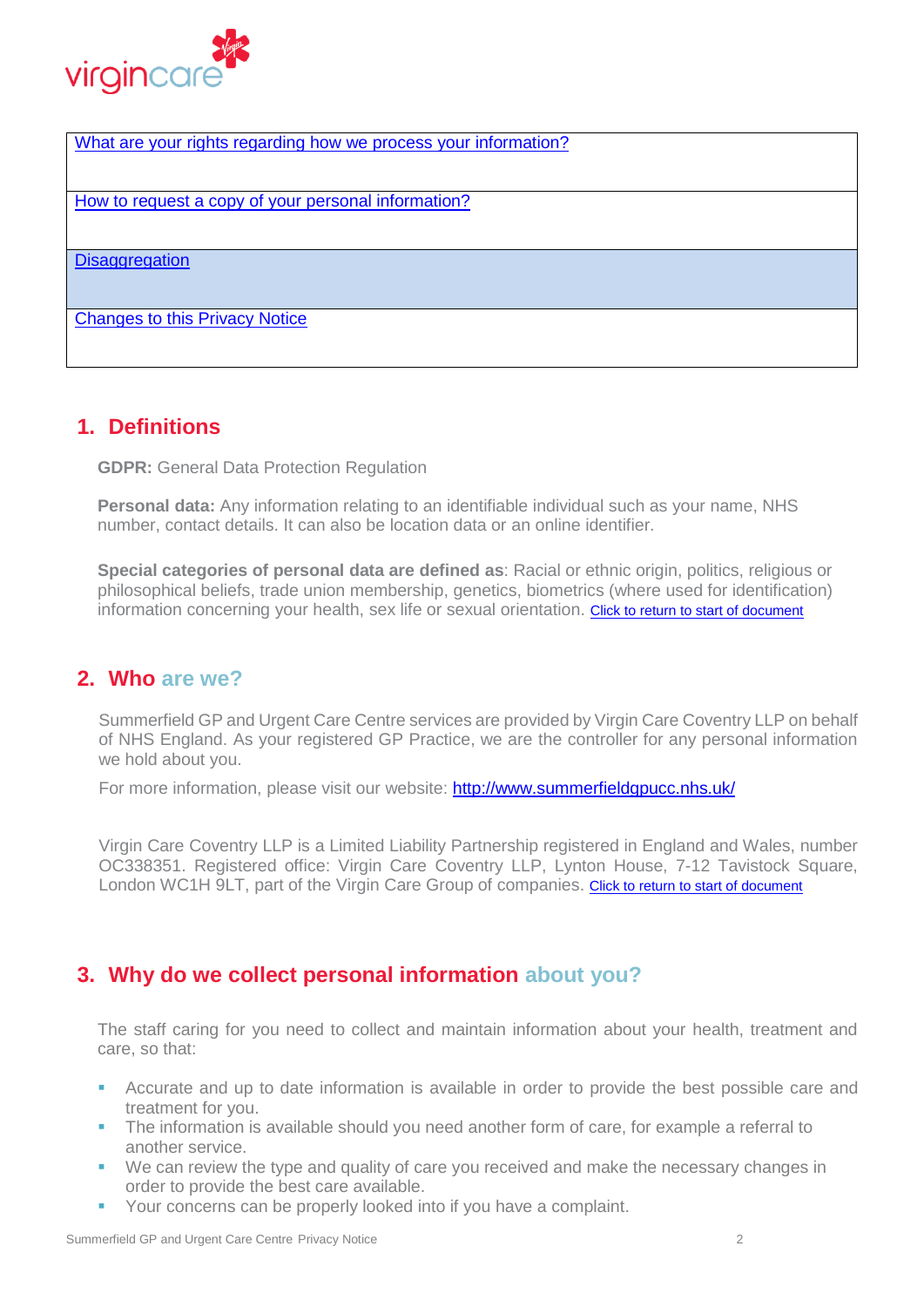| |
|---|
| [What are your rights regarding how we process your information?] |
| [How to request a copy of your personal information?] |
| [Disaggregation] |
| [Changes to this Privacy Notice] |

## 1. Definitions

**GDPR:** General Data Protection Regulation

**Personal data:** Any information relating to an identifiable individual such as your name, NHS number, contact details. It can also be location data or an online identifier.

**Special categories of personal data are defined as**: Racial or ethnic origin, politics, religious or philosophical beliefs, trade union membership, genetics, biometrics (where used for identification) information concerning your health, sex life or sexual orientation. Click to return to start of document

## 2. Who are we?

Summerfield GP and Urgent Care Centre services are provided by Virgin Care Coventry LLP on behalf of NHS England. As your registered GP Practice, we are the controller for any personal information we hold about you.

For more information, please visit our website: http://www.summerfieldgpucc.nhs.uk/

Virgin Care Coventry LLP is a Limited Liability Partnership registered in England and Wales, number OC338351. Registered office: Virgin Care Coventry LLP, Lynton House, 7-12 Tavistock Square, London WC1H 9LT, part of the Virgin Care Group of companies. Click to return to start of document

## 3. Why do we collect personal information about you?

The staff caring for you need to collect and maintain information about your health, treatment and care, so that:

- Accurate and up to date information is available in order to provide the best possible care and treatment for you.
- The information is available should you need another form of care, for example a referral to another service.
- We can review the type and quality of care you received and make the necessary changes in order to provide the best care available.
- Your concerns can be properly looked into if you have a complaint.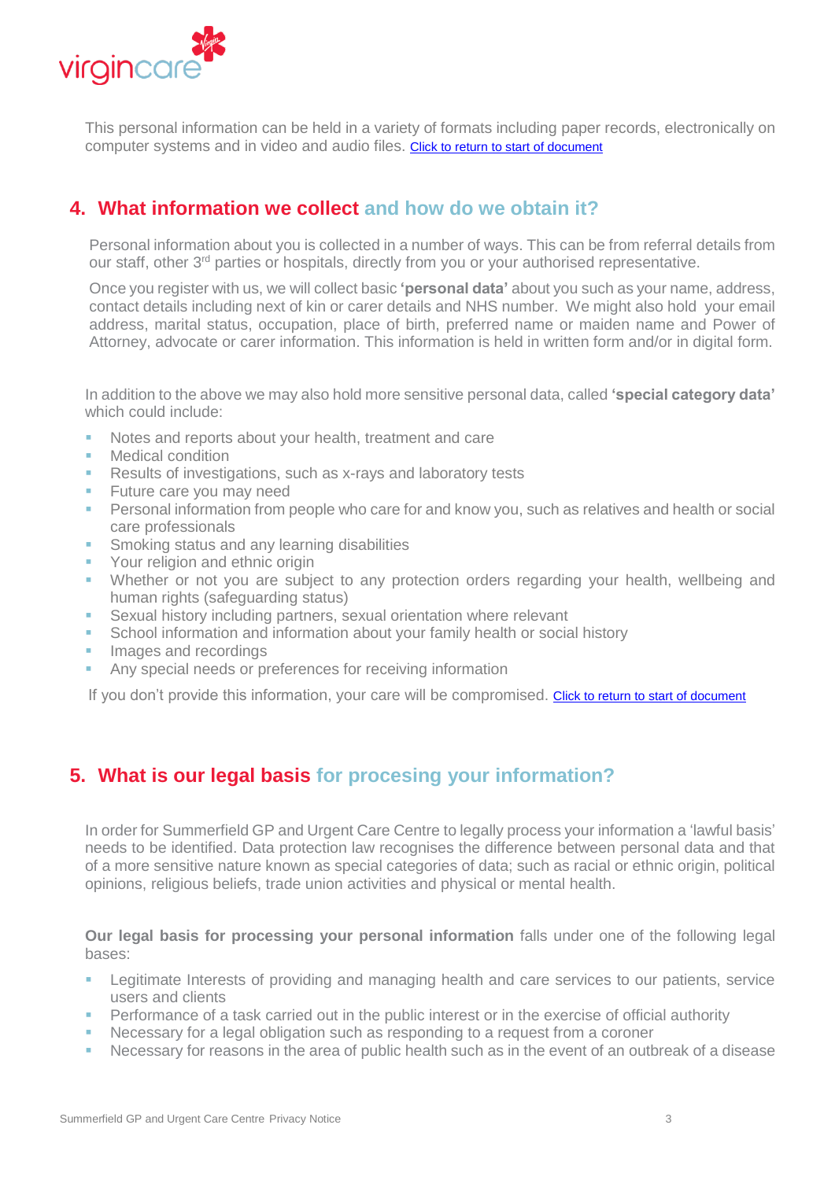This personal information can be held in a variety of formats including paper records, electronically on computer systems and in video and audio files. Click to return to start of document

## 4. What information we collect and how do we obtain it?

Personal information about you is collected in a number of ways. This can be from referral details from our staff, other 3rd parties or hospitals, directly from you or your authorised representative.

Once you register with us, we will collect basic **'personal data'** about you such as your name, address, contact details including next of kin or carer details and NHS number. We might also hold your email address, marital status, occupation, place of birth, preferred name or maiden name and Power of Attorney, advocate or carer information. This information is held in written form and/or in digital form.

In addition to the above we may also hold more sensitive personal data, called **'special category data'** which could include:

- Notes and reports about your health, treatment and care
- Medical condition
- Results of investigations, such as x-rays and laboratory tests
- Future care you may need
- Personal information from people who care for and know you, such as relatives and health or social care professionals
- Smoking status and any learning disabilities
- Your religion and ethnic origin
- Whether or not you are subject to any protection orders regarding your health, wellbeing and human rights (safeguarding status)
- Sexual history including partners, sexual orientation where relevant
- School information and information about your family health or social history
- Images and recordings
- Any special needs or preferences for receiving information

If you don't provide this information, your care will be compromised. Click to return to start of document

## 5. What is our legal basis for procesing your information?

In order for Summerfield GP and Urgent Care Centre to legally process your information a 'lawful basis' needs to be identified. Data protection law recognises the difference between personal data and that of a more sensitive nature known as special categories of data; such as racial or ethnic origin, political opinions, religious beliefs, trade union activities and physical or mental health.

**Our legal basis for processing your personal information** falls under one of the following legal bases:

- Legitimate Interests of providing and managing health and care services to our patients, service users and clients
- Performance of a task carried out in the public interest or in the exercise of official authority
- Necessary for a legal obligation such as responding to a request from a coroner
- Necessary for reasons in the area of public health such as in the event of an outbreak of a disease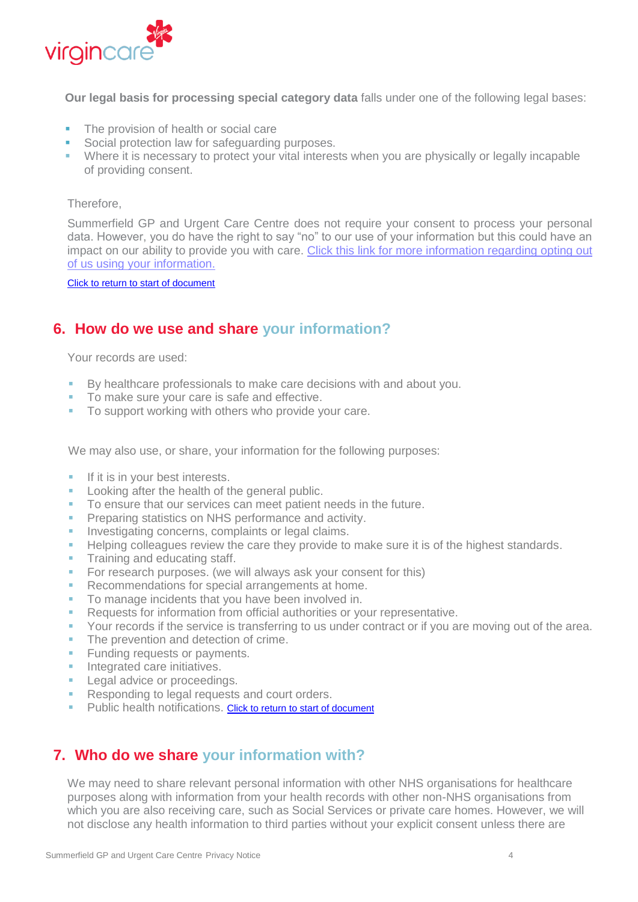**Our legal basis for processing special category data** falls under one of the following legal bases:

- The provision of health or social care
- Social protection law for safeguarding purposes.
- Where it is necessary to protect your vital interests when you are physically or legally incapable of providing consent.

Therefore,

Summerfield GP and Urgent Care Centre does not require your consent to process your personal data. However, you do have the right to say "no" to our use of your information but this could have an impact on our ability to provide you with care. Click this link for more information regarding opting out of us using your information.

Click to return to start of document

## 6. How do we use and share your information?

Your records are used:

- By healthcare professionals to make care decisions with and about you.
- To make sure your care is safe and effective.
- To support working with others who provide your care.

We may also use, or share, your information for the following purposes:

- If it is in your best interests.
- Looking after the health of the general public.
- To ensure that our services can meet patient needs in the future.
- Preparing statistics on NHS performance and activity.
- Investigating concerns, complaints or legal claims.
- Helping colleagues review the care they provide to make sure it is of the highest standards.
- Training and educating staff.
- For research purposes. (we will always ask your consent for this)
- Recommendations for special arrangements at home.
- To manage incidents that you have been involved in.
- Requests for information from official authorities or your representative.
- Your records if the service is transferring to us under contract or if you are moving out of the area.
- The prevention and detection of crime.
- Funding requests or payments.
- Integrated care initiatives.
- Legal advice or proceedings.
- Responding to legal requests and court orders.
- Public health notifications. Click to return to start of document

## 7. Who do we share your information with?

We may need to share relevant personal information with other NHS organisations for healthcare purposes along with information from your health records with other non-NHS organisations from which you are also receiving care, such as Social Services or private care homes. However, we will not disclose any health information to third parties without your explicit consent unless there are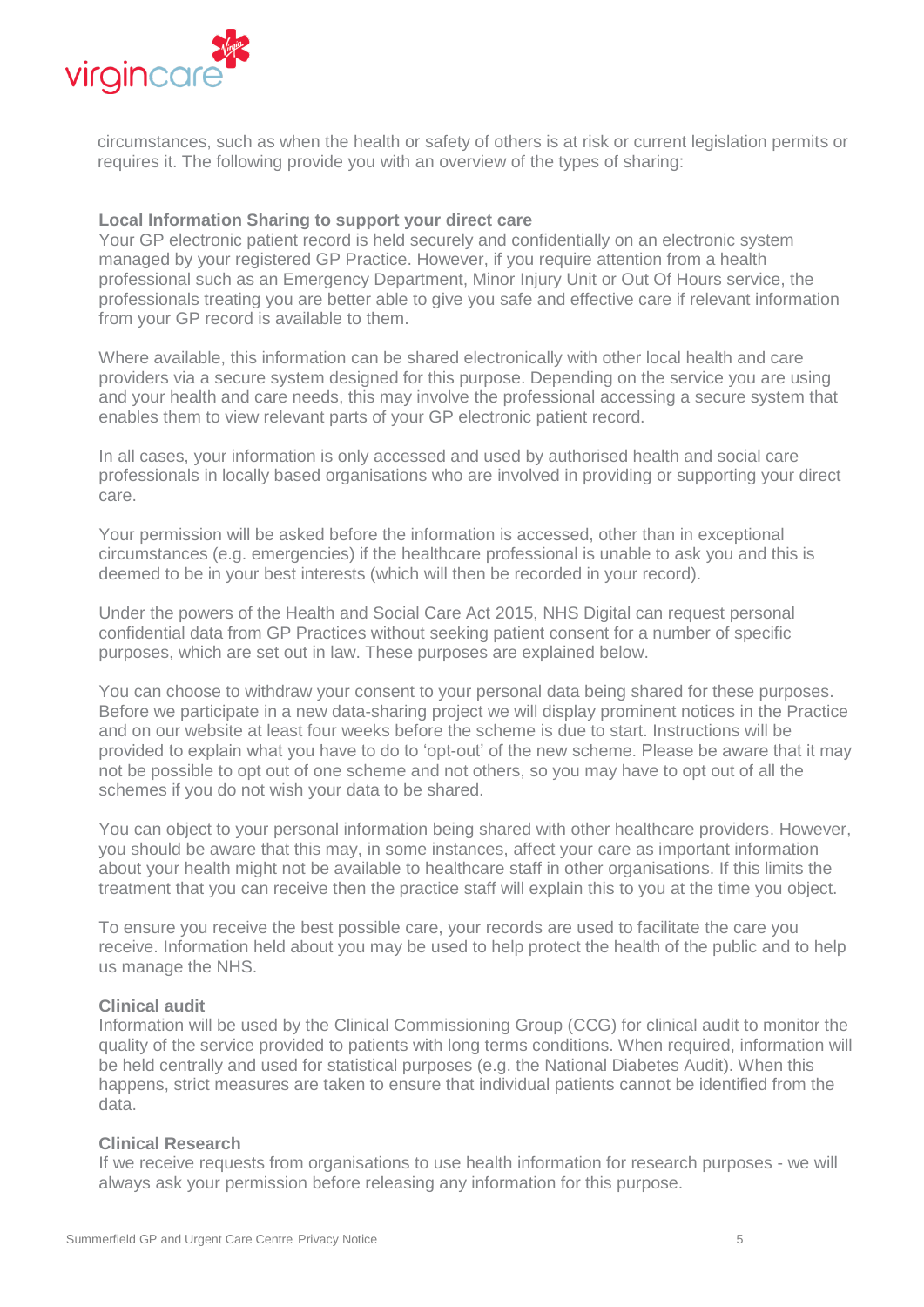circumstances, such as when the health or safety of others is at risk or current legislation permits or requires it. The following provide you with an overview of the types of sharing:

**Local Information Sharing to support your direct care**

Your GP electronic patient record is held securely and confidentially on an electronic system managed by your registered GP Practice. However, if you require attention from a health professional such as an Emergency Department, Minor Injury Unit or Out Of Hours service, the professionals treating you are better able to give you safe and effective care if relevant information from your GP record is available to them.

Where available, this information can be shared electronically with other local health and care providers via a secure system designed for this purpose. Depending on the service you are using and your health and care needs, this may involve the professional accessing a secure system that enables them to view relevant parts of your GP electronic patient record.

In all cases, your information is only accessed and used by authorised health and social care professionals in locally based organisations who are involved in providing or supporting your direct care.

Your permission will be asked before the information is accessed, other than in exceptional circumstances (e.g. emergencies) if the healthcare professional is unable to ask you and this is deemed to be in your best interests (which will then be recorded in your record).

Under the powers of the Health and Social Care Act 2015, NHS Digital can request personal confidential data from GP Practices without seeking patient consent for a number of specific purposes, which are set out in law. These purposes are explained below.

You can choose to withdraw your consent to your personal data being shared for these purposes. Before we participate in a new data-sharing project we will display prominent notices in the Practice and on our website at least four weeks before the scheme is due to start. Instructions will be provided to explain what you have to do to 'opt-out' of the new scheme. Please be aware that it may not be possible to opt out of one scheme and not others, so you may have to opt out of all the schemes if you do not wish your data to be shared.

You can object to your personal information being shared with other healthcare providers. However, you should be aware that this may, in some instances, affect your care as important information about your health might not be available to healthcare staff in other organisations. If this limits the treatment that you can receive then the practice staff will explain this to you at the time you object.

To ensure you receive the best possible care, your records are used to facilitate the care you receive. Information held about you may be used to help protect the health of the public and to help us manage the NHS.

**Clinical audit**

Information will be used by the Clinical Commissioning Group (CCG) for clinical audit to monitor the quality of the service provided to patients with long terms conditions. When required, information will be held centrally and used for statistical purposes (e.g. the National Diabetes Audit). When this happens, strict measures are taken to ensure that individual patients cannot be identified from the data.

**Clinical Research**

If we receive requests from organisations to use health information for research purposes - we will always ask your permission before releasing any information for this purpose.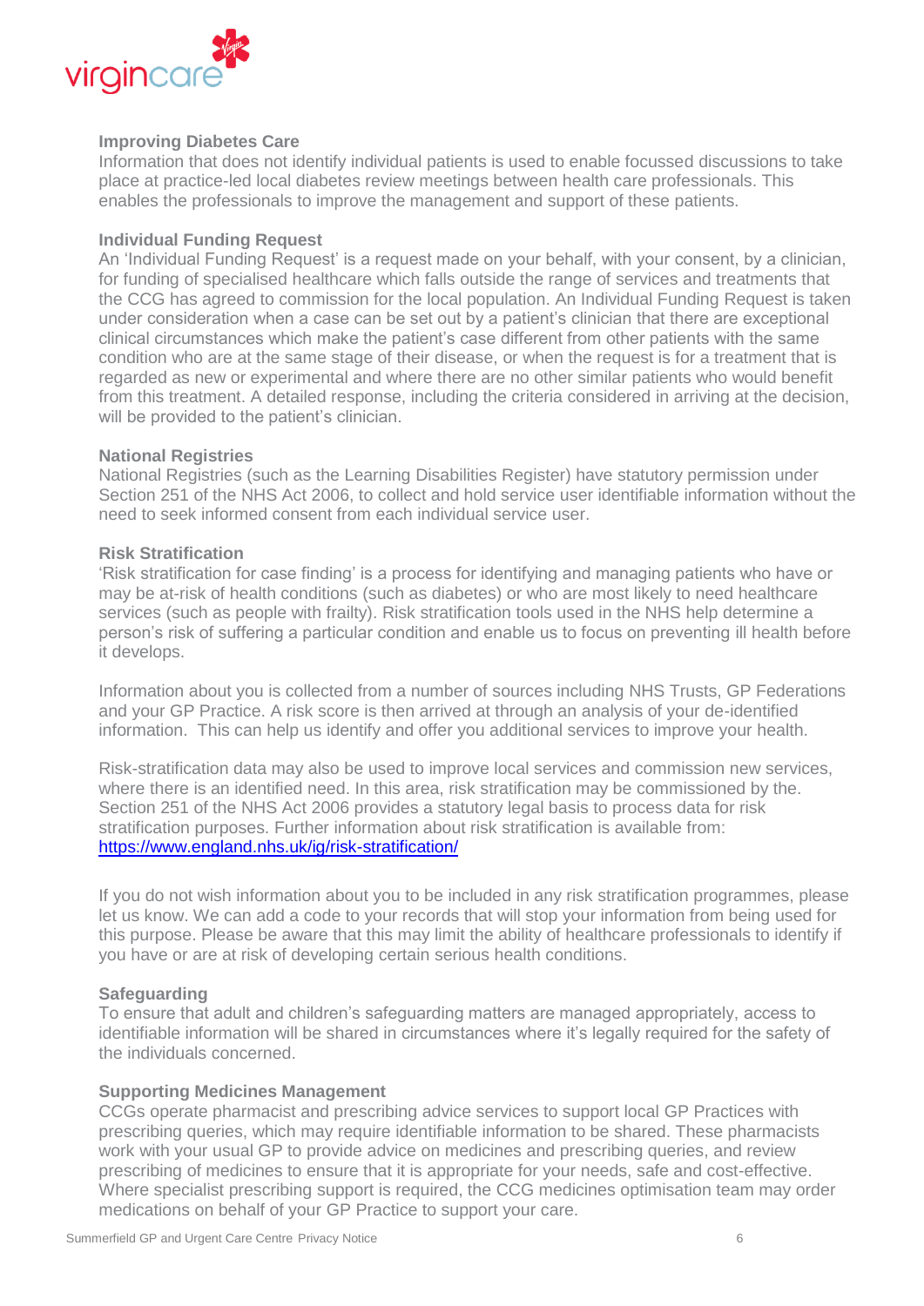### Improving Diabetes Care

Information that does not identify individual patients is used to enable focussed discussions to take place at practice-led local diabetes review meetings between health care professionals. This enables the professionals to improve the management and support of these patients.

### Individual Funding Request

An 'Individual Funding Request' is a request made on your behalf, with your consent, by a clinician, for funding of specialised healthcare which falls outside the range of services and treatments that the CCG has agreed to commission for the local population. An Individual Funding Request is taken under consideration when a case can be set out by a patient's clinician that there are exceptional clinical circumstances which make the patient's case different from other patients with the same condition who are at the same stage of their disease, or when the request is for a treatment that is regarded as new or experimental and where there are no other similar patients who would benefit from this treatment. A detailed response, including the criteria considered in arriving at the decision, will be provided to the patient's clinician.

### National Registries

National Registries (such as the Learning Disabilities Register) have statutory permission under Section 251 of the NHS Act 2006, to collect and hold service user identifiable information without the need to seek informed consent from each individual service user.

### Risk Stratification

'Risk stratification for case finding' is a process for identifying and managing patients who have or may be at-risk of health conditions (such as diabetes) or who are most likely to need healthcare services (such as people with frailty). Risk stratification tools used in the NHS help determine a person's risk of suffering a particular condition and enable us to focus on preventing ill health before it develops.

Information about you is collected from a number of sources including NHS Trusts, GP Federations and your GP Practice. A risk score is then arrived at through an analysis of your de-identified information. This can help us identify and offer you additional services to improve your health.

Risk-stratification data may also be used to improve local services and commission new services, where there is an identified need. In this area, risk stratification may be commissioned by the. Section 251 of the NHS Act 2006 provides a statutory legal basis to process data for risk stratification purposes. Further information about risk stratification is available from: https://www.england.nhs.uk/ig/risk-stratification/

If you do not wish information about you to be included in any risk stratification programmes, please let us know. We can add a code to your records that will stop your information from being used for this purpose. Please be aware that this may limit the ability of healthcare professionals to identify if you have or are at risk of developing certain serious health conditions.

### Safeguarding

To ensure that adult and children's safeguarding matters are managed appropriately, access to identifiable information will be shared in circumstances where it's legally required for the safety of the individuals concerned.

### Supporting Medicines Management

CCGs operate pharmacist and prescribing advice services to support local GP Practices with prescribing queries, which may require identifiable information to be shared. These pharmacists work with your usual GP to provide advice on medicines and prescribing queries, and review prescribing of medicines to ensure that it is appropriate for your needs, safe and cost-effective. Where specialist prescribing support is required, the CCG medicines optimisation team may order medications on behalf of your GP Practice to support your care.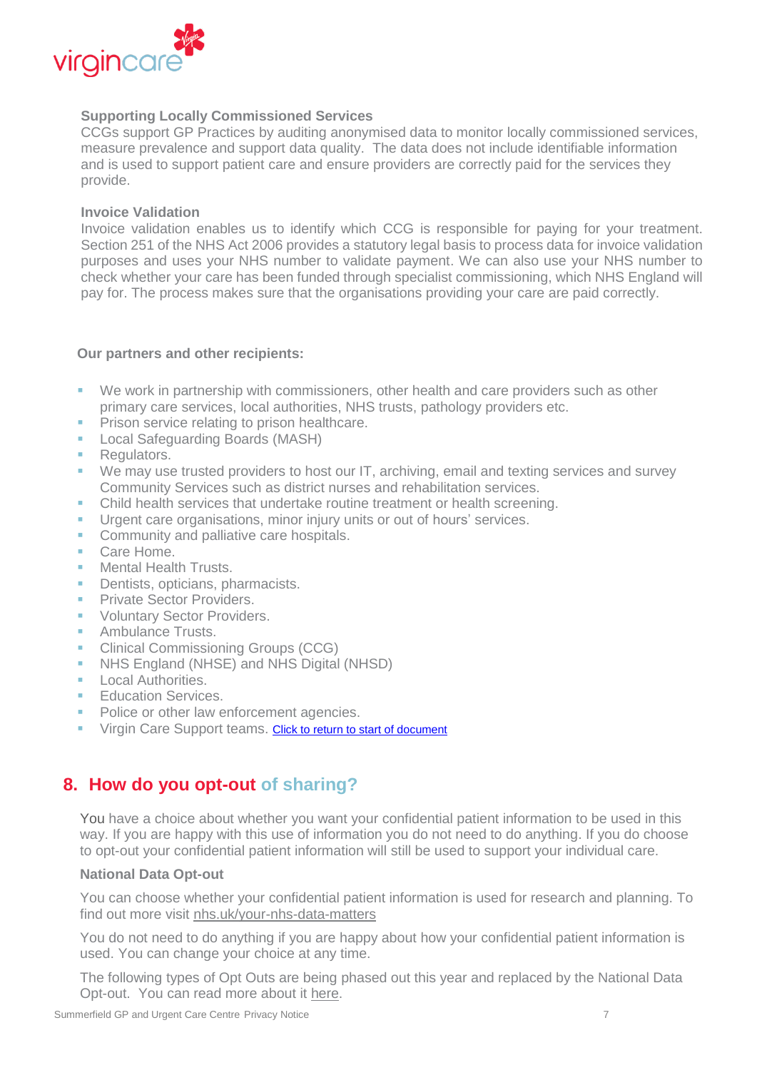### Supporting Locally Commissioned Services

CCGs support GP Practices by auditing anonymised data to monitor locally commissioned services, measure prevalence and support data quality. The data does not include identifiable information and is used to support patient care and ensure providers are correctly paid for the services they provide.

### Invoice Validation

Invoice validation enables us to identify which CCG is responsible for paying for your treatment. Section 251 of the NHS Act 2006 provides a statutory legal basis to process data for invoice validation purposes and uses your NHS number to validate payment. We can also use your NHS number to check whether your care has been funded through specialist commissioning, which NHS England will pay for. The process makes sure that the organisations providing your care are paid correctly.

### Our partners and other recipients:

- We work in partnership with commissioners, other health and care providers such as other primary care services, local authorities, NHS trusts, pathology providers etc.
- Prison service relating to prison healthcare.
- Local Safeguarding Boards (MASH)
- Regulators.
- We may use trusted providers to host our IT, archiving, email and texting services and survey Community Services such as district nurses and rehabilitation services.
- Child health services that undertake routine treatment or health screening.
- Urgent care organisations, minor injury units or out of hours' services.
- Community and palliative care hospitals.
- Care Home.
- Mental Health Trusts.
- Dentists, opticians, pharmacists.
- Private Sector Providers.
- Voluntary Sector Providers.
- Ambulance Trusts.
- Clinical Commissioning Groups (CCG)
- NHS England (NHSE) and NHS Digital (NHSD)
- Local Authorities.
- Education Services.
- Police or other law enforcement agencies.
- Virgin Care Support teams. Click to return to start of document

## 8. How do you opt-out of sharing?

You have a choice about whether you want your confidential patient information to be used in this way. If you are happy with this use of information you do not need to do anything. If you do choose to opt-out your confidential patient information will still be used to support your individual care.

### National Data Opt-out

You can choose whether your confidential patient information is used for research and planning. To find out more visit nhs.uk/your-nhs-data-matters

You do not need to do anything if you are happy about how your confidential patient information is used. You can change your choice at any time.

The following types of Opt Outs are being phased out this year and replaced by the National Data Opt-out. You can read more about it here.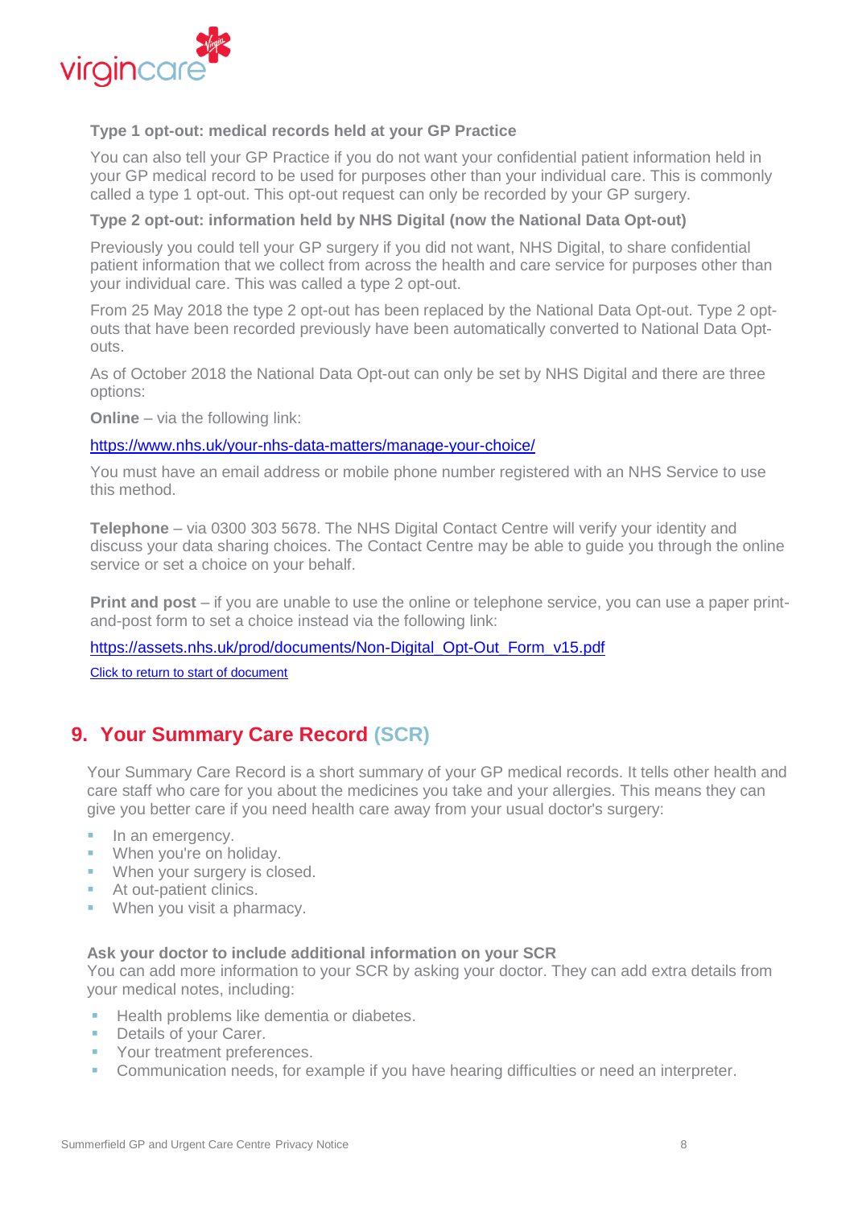**Type 1 opt-out: medical records held at your GP Practice**

You can also tell your GP Practice if you do not want your confidential patient information held in your GP medical record to be used for purposes other than your individual care. This is commonly called a type 1 opt-out. This opt-out request can only be recorded by your GP surgery.

**Type 2 opt-out: information held by NHS Digital (now the National Data Opt-out)**

Previously you could tell your GP surgery if you did not want, NHS Digital, to share confidential patient information that we collect from across the health and care service for purposes other than your individual care. This was called a type 2 opt-out.

From 25 May 2018 the type 2 opt-out has been replaced by the National Data Opt-out. Type 2 opt-outs that have been recorded previously have been automatically converted to National Data Opt-outs.

As of October 2018 the National Data Opt-out can only be set by NHS Digital and there are three options:

**Online** – via the following link:

https://www.nhs.uk/your-nhs-data-matters/manage-your-choice/

You must have an email address or mobile phone number registered with an NHS Service to use this method.

**Telephone** – via 0300 303 5678. The NHS Digital Contact Centre will verify your identity and discuss your data sharing choices. The Contact Centre may be able to guide you through the online service or set a choice on your behalf.

**Print and post** – if you are unable to use the online or telephone service, you can use a paper print-and-post form to set a choice instead via the following link:

https://assets.nhs.uk/prod/documents/Non-Digital_Opt-Out_Form_v15.pdf

Click to return to start of document

## 9. Your Summary Care Record (SCR)

Your Summary Care Record is a short summary of your GP medical records. It tells other health and care staff who care for you about the medicines you take and your allergies. This means they can give you better care if you need health care away from your usual doctor's surgery:

- In an emergency.
- When you're on holiday.
- When your surgery is closed.
- At out-patient clinics.
- When you visit a pharmacy.

**Ask your doctor to include additional information on your SCR**
You can add more information to your SCR by asking your doctor. They can add extra details from your medical notes, including:

- Health problems like dementia or diabetes.
- Details of your Carer.
- Your treatment preferences.
- Communication needs, for example if you have hearing difficulties or need an interpreter.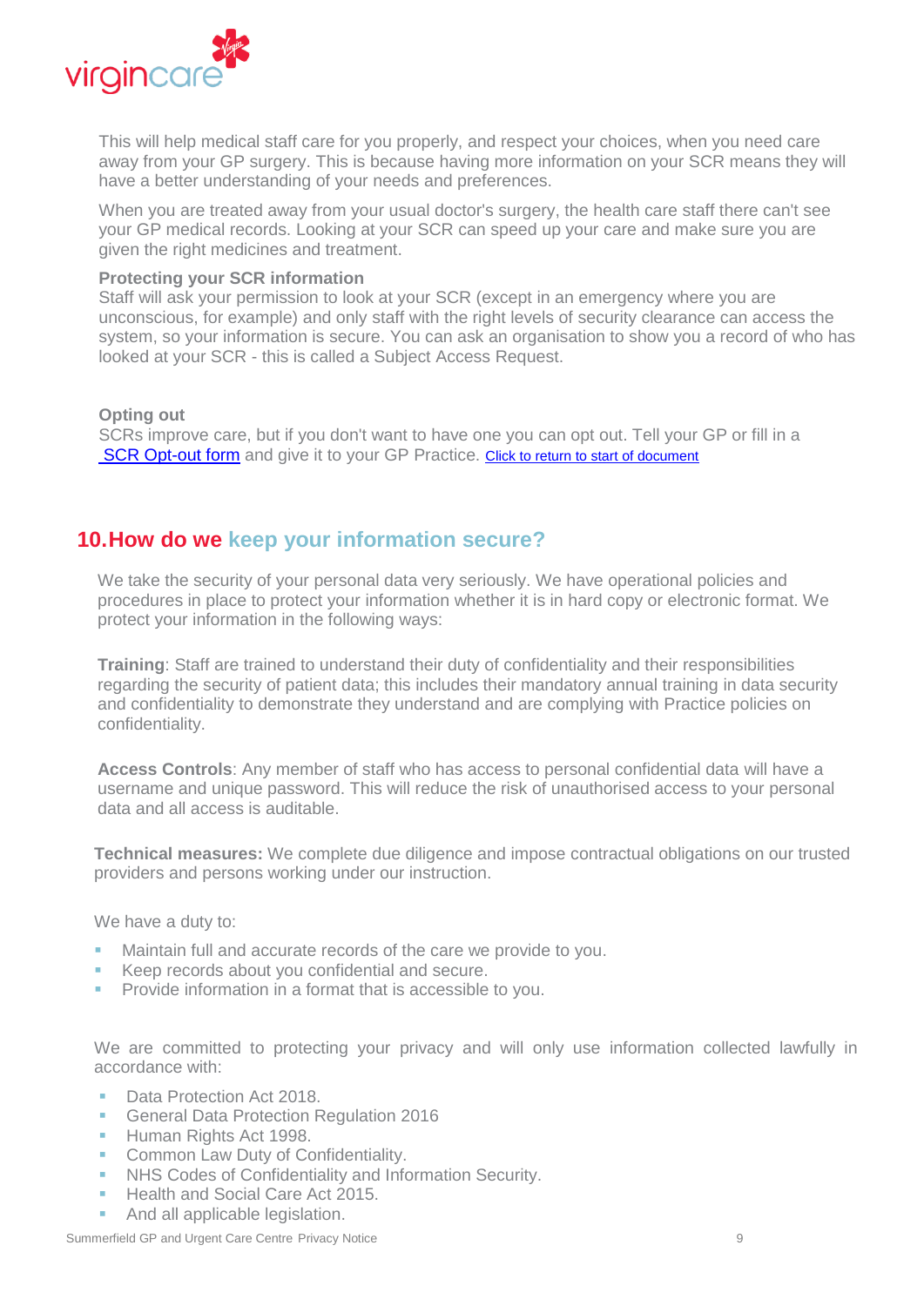This will help medical staff care for you properly, and respect your choices, when you need care away from your GP surgery. This is because having more information on your SCR means they will have a better understanding of your needs and preferences.

When you are treated away from your usual doctor's surgery, the health care staff there can't see your GP medical records. Looking at your SCR can speed up your care and make sure you are given the right medicines and treatment.

**Protecting your SCR information**
Staff will ask your permission to look at your SCR (except in an emergency where you are unconscious, for example) and only staff with the right levels of security clearance can access the system, so your information is secure. You can ask an organisation to show you a record of who has looked at your SCR - this is called a Subject Access Request.

**Opting out**
SCRs improve care, but if you don't want to have one you can opt out. Tell your GP or fill in a SCR Opt-out form and give it to your GP Practice. Click to return to start of document

## 10. How do we keep your information secure?

We take the security of your personal data very seriously. We have operational policies and procedures in place to protect your information whether it is in hard copy or electronic format. We protect your information in the following ways:

**Training**: Staff are trained to understand their duty of confidentiality and their responsibilities regarding the security of patient data; this includes their mandatory annual training in data security and confidentiality to demonstrate they understand and are complying with Practice policies on confidentiality.

**Access Controls**: Any member of staff who has access to personal confidential data will have a username and unique password. This will reduce the risk of unauthorised access to your personal data and all access is auditable.

**Technical measures:** We complete due diligence and impose contractual obligations on our trusted providers and persons working under our instruction.

We have a duty to:

- Maintain full and accurate records of the care we provide to you.
- Keep records about you confidential and secure.
- Provide information in a format that is accessible to you.

We are committed to protecting your privacy and will only use information collected lawfully in accordance with:

- Data Protection Act 2018.
- General Data Protection Regulation 2016
- Human Rights Act 1998.
- Common Law Duty of Confidentiality.
- NHS Codes of Confidentiality and Information Security.
- Health and Social Care Act 2015.
- And all applicable legislation.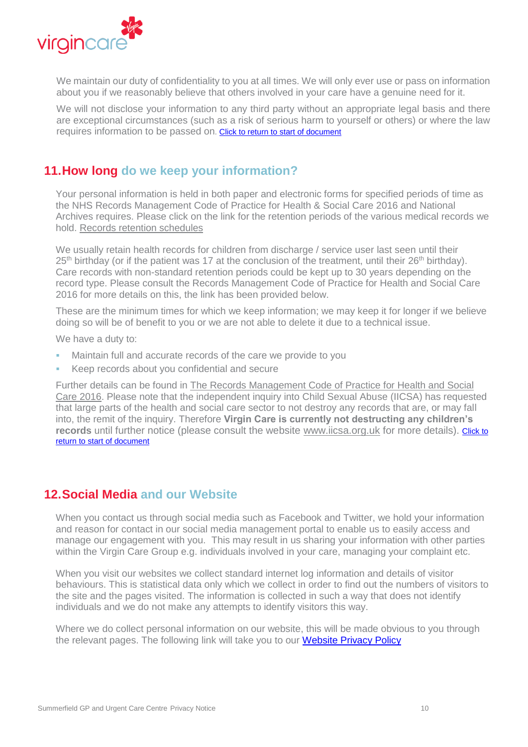We maintain our duty of confidentiality to you at all times. We will only ever use or pass on information about you if we reasonably believe that others involved in your care have a genuine need for it.

We will not disclose your information to any third party without an appropriate legal basis and there are exceptional circumstances (such as a risk of serious harm to yourself or others) or where the law requires information to be passed on. Click to return to start of document

## 11. How long do we keep your information?

Your personal information is held in both paper and electronic forms for specified periods of time as the NHS Records Management Code of Practice for Health & Social Care 2016 and National Archives requires. Please click on the link for the retention periods of the various medical records we hold. Records retention schedules

We usually retain health records for children from discharge / service user last seen until their 25th birthday (or if the patient was 17 at the conclusion of the treatment, until their 26th birthday). Care records with non-standard retention periods could be kept up to 30 years depending on the record type. Please consult the Records Management Code of Practice for Health and Social Care 2016 for more details on this, the link has been provided below.

These are the minimum times for which we keep information; we may keep it for longer if we believe doing so will be of benefit to you or we are not able to delete it due to a technical issue.

We have a duty to:

- Maintain full and accurate records of the care we provide to you
- Keep records about you confidential and secure

Further details can be found in The Records Management Code of Practice for Health and Social Care 2016. Please note that the independent inquiry into Child Sexual Abuse (IICSA) has requested that large parts of the health and social care sector to not destroy any records that are, or may fall into, the remit of the inquiry. Therefore **Virgin Care is currently not destructing any children's records** until further notice (please consult the website www.iicsa.org.uk for more details). Click to return to start of document

## 12. Social Media and our Website

When you contact us through social media such as Facebook and Twitter, we hold your information and reason for contact in our social media management portal to enable us to easily access and manage our engagement with you. This may result in us sharing your information with other parties within the Virgin Care Group e.g. individuals involved in your care, managing your complaint etc.

When you visit our websites we collect standard internet log information and details of visitor behaviours. This is statistical data only which we collect in order to find out the numbers of visitors to the site and the pages visited. The information is collected in such a way that does not identify individuals and we do not make any attempts to identify visitors this way.

Where we do collect personal information on our website, this will be made obvious to you through the relevant pages. The following link will take you to our Website Privacy Policy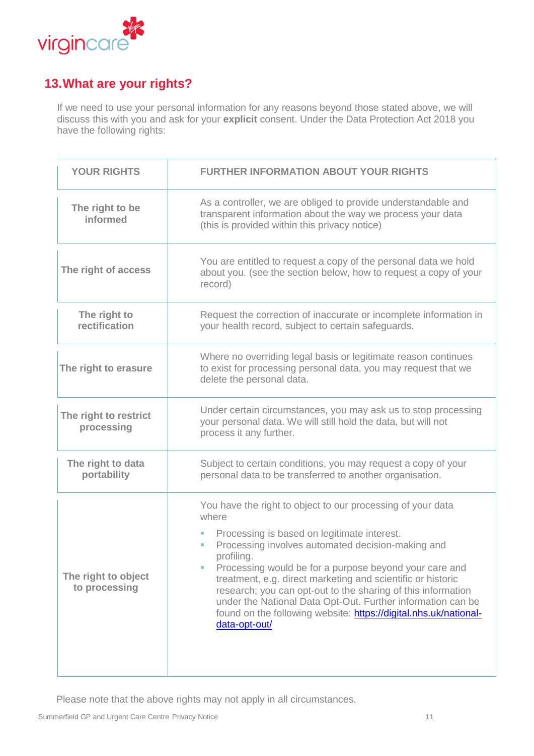## 13. What are your rights?

If we need to use your personal information for any reasons beyond those stated above, we will discuss this with you and ask for your **explicit** consent. Under the Data Protection Act 2018 you have the following rights:

| YOUR RIGHTS | FURTHER INFORMATION ABOUT YOUR RIGHTS |
|---|---|
| **The right to be informed** | As a controller, we are obliged to provide understandable and transparent information about the way we process your data (this is provided within this privacy notice) |
| **The right of access** | You are entitled to request a copy of the personal data we hold about you. (see the section below, how to request a copy of your record) |
| **The right to rectification** | Request the correction of inaccurate or incomplete information in your health record, subject to certain safeguards. |
| **The right to erasure** | Where no overriding legal basis or legitimate reason continues to exist for processing personal data, you may request that we delete the personal data. |
| **The right to restrict processing** | Under certain circumstances, you may ask us to stop processing your personal data. We will still hold the data, but will not process it any further. |
| **The right to data portability** | Subject to certain conditions, you may request a copy of your personal data to be transferred to another organisation. |
| **The right to object to processing** | You have the right to object to our processing of your data where<br>- Processing is based on legitimate interest.<br>- Processing involves automated decision-making and profiling.<br>- Processing would be for a purpose beyond your care and treatment, e.g. direct marketing and scientific or historic research; you can opt-out to the sharing of this information under the National Data Opt-Out. Further information can be found on the following website: https://digital.nhs.uk/national-data-opt-out/ |

Please note that the above rights may not apply in all circumstances.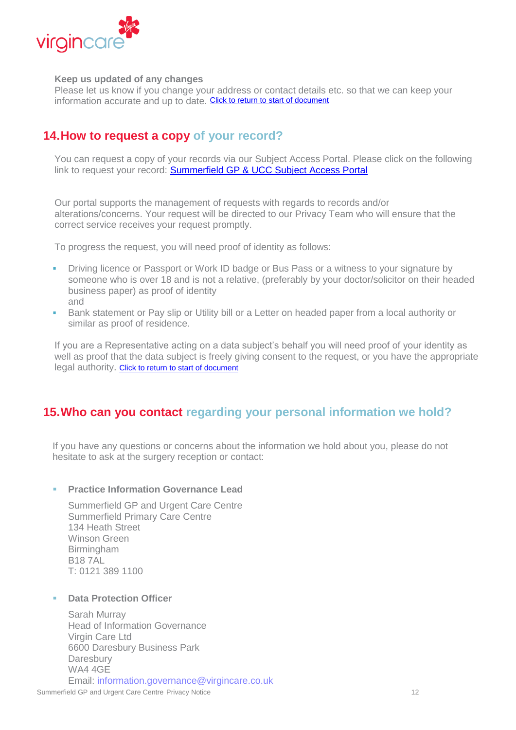**Keep us updated of any changes**

Please let us know if you change your address or contact details etc. so that we can keep your information accurate and up to date. Click to return to start of document

## 14. How to request a copy of your record?

You can request a copy of your records via our Subject Access Portal. Please click on the following link to request your record: Summerfield GP & UCC Subject Access Portal

Our portal supports the management of requests with regards to records and/or alterations/concerns. Your request will be directed to our Privacy Team who will ensure that the correct service receives your request promptly.

To progress the request, you will need proof of identity as follows:

- Driving licence or Passport or Work ID badge or Bus Pass or a witness to your signature by someone who is over 18 and is not a relative, (preferably by your doctor/solicitor on their headed business paper) as proof of identity
  and
- Bank statement or Pay slip or Utility bill or a Letter on headed paper from a local authority or similar as proof of residence.

If you are a Representative acting on a data subject's behalf you will need proof of your identity as well as proof that the data subject is freely giving consent to the request, or you have the appropriate legal authority. Click to return to start of document

## 15. Who can you contact regarding your personal information we hold?

If you have any questions or concerns about the information we hold about you, please do not hesitate to ask at the surgery reception or contact:

- **Practice Information Governance Lead**

  Summerfield GP and Urgent Care Centre
  Summerfield Primary Care Centre
  134 Heath Street
  Winson Green
  Birmingham
  B18 7AL
  T: 0121 389 1100

- **Data Protection Officer**

  Sarah Murray
  Head of Information Governance
  Virgin Care Ltd
  6600 Daresbury Business Park
  Daresbury
  WA4 4GE
  Email: information.governance@virgincare.co.uk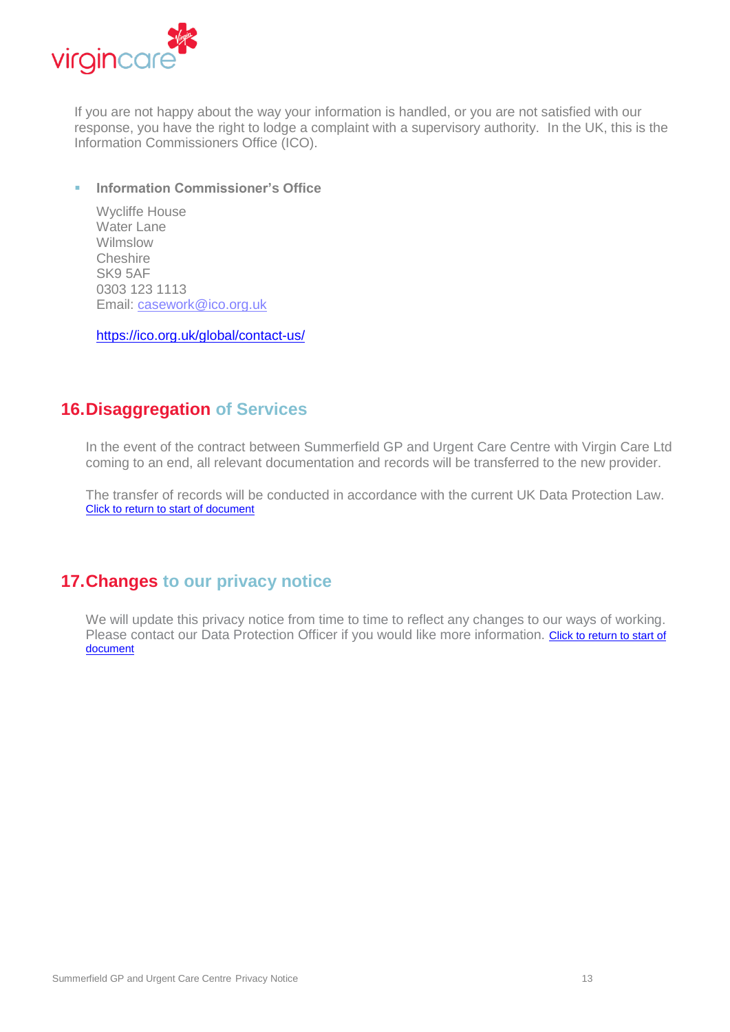If you are not happy about the way your information is handled, or you are not satisfied with our response, you have the right to lodge a complaint with a supervisory authority. In the UK, this is the Information Commissioners Office (ICO).

- **Information Commissioner's Office**

  Wycliffe House
  Water Lane
  Wilmslow
  Cheshire
  SK9 5AF
  0303 123 1113
  Email: casework@ico.org.uk

  https://ico.org.uk/global/contact-us/

## 16. Disaggregation of Services

In the event of the contract between Summerfield GP and Urgent Care Centre with Virgin Care Ltd coming to an end, all relevant documentation and records will be transferred to the new provider.

The transfer of records will be conducted in accordance with the current UK Data Protection Law.
Click to return to start of document

## 17. Changes to our privacy notice

We will update this privacy notice from time to time to reflect any changes to our ways of working. Please contact our Data Protection Officer if you would like more information. Click to return to start of document